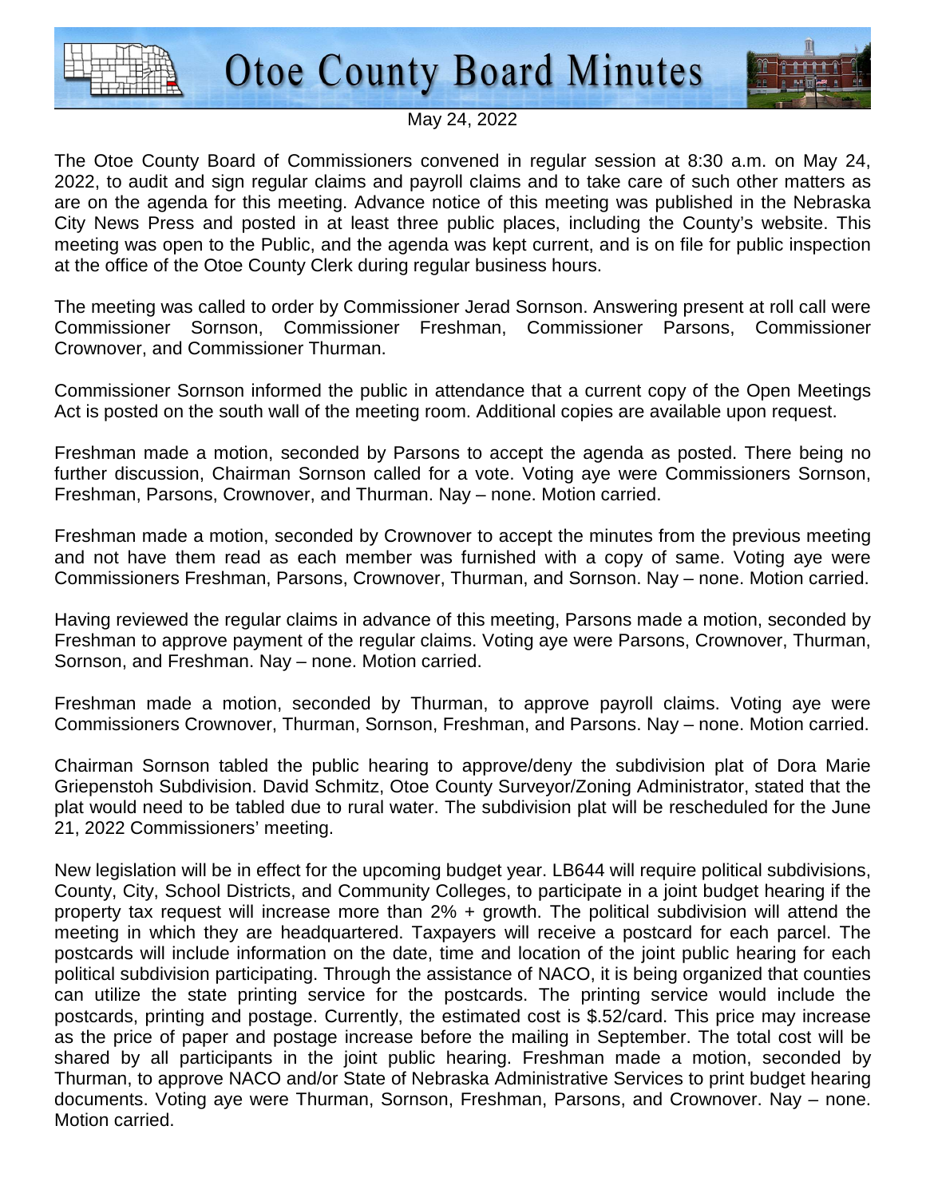# Otoe County Board Minutes

May 24, 2022

The Otoe County Board of Commissioners convened in regular session at 8:30 a.m. on May 24, 2022, to audit and sign regular claims and payroll claims and to take care of such other matters as are on the agenda for this meeting. Advance notice of this meeting was published in the Nebraska City News Press and posted in at least three public places, including the County's website. This meeting was open to the Public, and the agenda was kept current, and is on file for public inspection at the office of the Otoe County Clerk during regular business hours.

The meeting was called to order by Commissioner Jerad Sornson. Answering present at roll call were Commissioner Sornson, Commissioner Freshman, Commissioner Parsons, Commissioner Crownover, and Commissioner Thurman.

Commissioner Sornson informed the public in attendance that a current copy of the Open Meetings Act is posted on the south wall of the meeting room. Additional copies are available upon request.

Freshman made a motion, seconded by Parsons to accept the agenda as posted. There being no further discussion, Chairman Sornson called for a vote. Voting aye were Commissioners Sornson, Freshman, Parsons, Crownover, and Thurman. Nay – none. Motion carried.

Freshman made a motion, seconded by Crownover to accept the minutes from the previous meeting and not have them read as each member was furnished with a copy of same. Voting aye were Commissioners Freshman, Parsons, Crownover, Thurman, and Sornson. Nay – none. Motion carried.

Having reviewed the regular claims in advance of this meeting, Parsons made a motion, seconded by Freshman to approve payment of the regular claims. Voting aye were Parsons, Crownover, Thurman, Sornson, and Freshman. Nay – none. Motion carried.

Freshman made a motion, seconded by Thurman, to approve payroll claims. Voting aye were Commissioners Crownover, Thurman, Sornson, Freshman, and Parsons. Nay – none. Motion carried.

Chairman Sornson tabled the public hearing to approve/deny the subdivision plat of Dora Marie Griepenstoh Subdivision. David Schmitz, Otoe County Surveyor/Zoning Administrator, stated that the plat would need to be tabled due to rural water. The subdivision plat will be rescheduled for the June 21, 2022 Commissioners' meeting.

New legislation will be in effect for the upcoming budget year. LB644 will require political subdivisions, County, City, School Districts, and Community Colleges, to participate in a joint budget hearing if the property tax request will increase more than 2% + growth. The political subdivision will attend the meeting in which they are headquartered. Taxpayers will receive a postcard for each parcel. The postcards will include information on the date, time and location of the joint public hearing for each political subdivision participating. Through the assistance of NACO, it is being organized that counties can utilize the state printing service for the postcards. The printing service would include the postcards, printing and postage. Currently, the estimated cost is $.52/card. This price may increase as the price of paper and postage increase before the mailing in September. The total cost will be shared by all participants in the joint public hearing. Freshman made a motion, seconded by Thurman, to approve NACO and/or State of Nebraska Administrative Services to print budget hearing documents. Voting aye were Thurman, Sornson, Freshman, Parsons, and Crownover. Nay – none. Motion carried.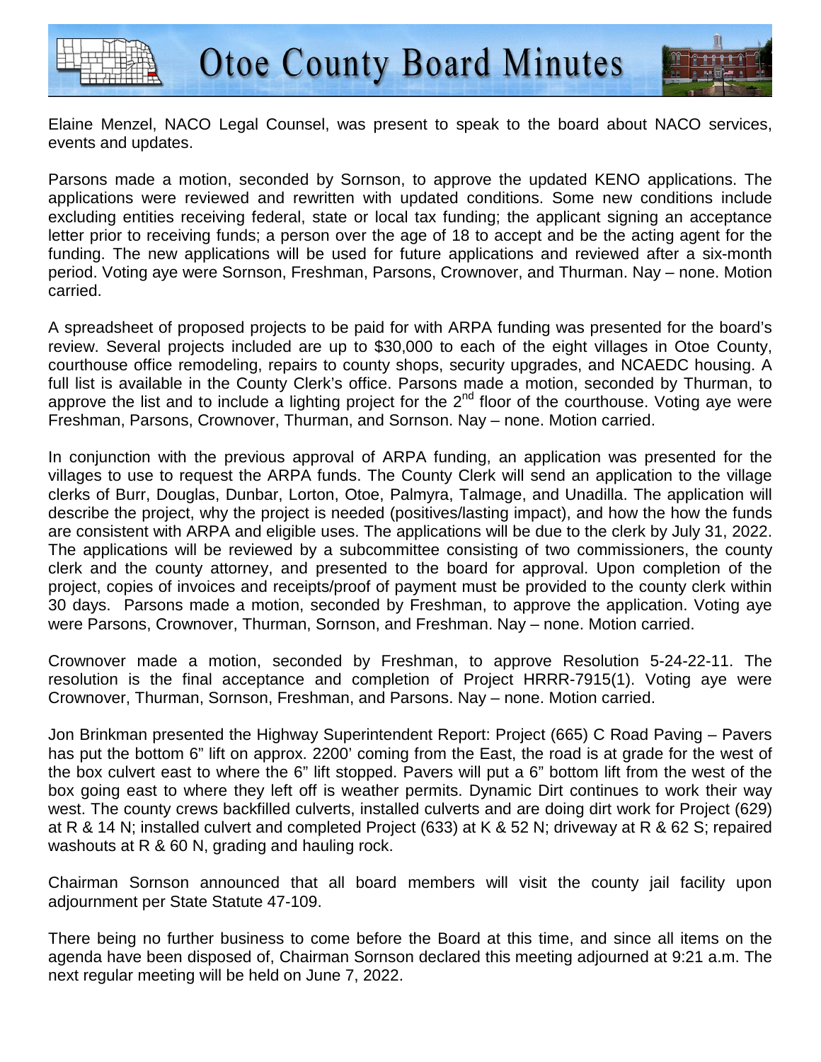Elaine Menzel, NACO Legal Counsel, was present to speak to the board about NACO services, events and updates.

Parsons made a motion, seconded by Sornson, to approve the updated KENO applications. The applications were reviewed and rewritten with updated conditions. Some new conditions include excluding entities receiving federal, state or local tax funding; the applicant signing an acceptance letter prior to receiving funds; a person over the age of 18 to accept and be the acting agent for the funding. The new applications will be used for future applications and reviewed after a six-month period. Voting aye were Sornson, Freshman, Parsons, Crownover, and Thurman. Nay – none. Motion carried.

A spreadsheet of proposed projects to be paid for with ARPA funding was presented for the board's review. Several projects included are up to $30,000 to each of the eight villages in Otoe County, courthouse office remodeling, repairs to county shops, security upgrades, and NCAEDC housing. A full list is available in the County Clerk's office. Parsons made a motion, seconded by Thurman, to approve the list and to include a lighting project for the 2nd floor of the courthouse. Voting aye were Freshman, Parsons, Crownover, Thurman, and Sornson. Nay – none. Motion carried.

In conjunction with the previous approval of ARPA funding, an application was presented for the villages to use to request the ARPA funds. The County Clerk will send an application to the village clerks of Burr, Douglas, Dunbar, Lorton, Otoe, Palmyra, Talmage, and Unadilla. The application will describe the project, why the project is needed (positives/lasting impact), and how the how the funds are consistent with ARPA and eligible uses. The applications will be due to the clerk by July 31, 2022. The applications will be reviewed by a subcommittee consisting of two commissioners, the county clerk and the county attorney, and presented to the board for approval. Upon completion of the project, copies of invoices and receipts/proof of payment must be provided to the county clerk within 30 days. Parsons made a motion, seconded by Freshman, to approve the application. Voting aye were Parsons, Crownover, Thurman, Sornson, and Freshman. Nay – none. Motion carried.

Crownover made a motion, seconded by Freshman, to approve Resolution 5-24-22-11. The resolution is the final acceptance and completion of Project HRRR-7915(1). Voting aye were Crownover, Thurman, Sornson, Freshman, and Parsons. Nay – none. Motion carried.

Jon Brinkman presented the Highway Superintendent Report: Project (665) C Road Paving – Pavers has put the bottom 6" lift on approx. 2200' coming from the East, the road is at grade for the west of the box culvert east to where the 6" lift stopped. Pavers will put a 6" bottom lift from the west of the box going east to where they left off is weather permits. Dynamic Dirt continues to work their way west. The county crews backfilled culverts, installed culverts and are doing dirt work for Project (629) at R & 14 N; installed culvert and completed Project (633) at K & 52 N; driveway at R & 62 S; repaired washouts at R & 60 N, grading and hauling rock.

Chairman Sornson announced that all board members will visit the county jail facility upon adjournment per State Statute 47-109.

There being no further business to come before the Board at this time, and since all items on the agenda have been disposed of, Chairman Sornson declared this meeting adjourned at 9:21 a.m. The next regular meeting will be held on June 7, 2022.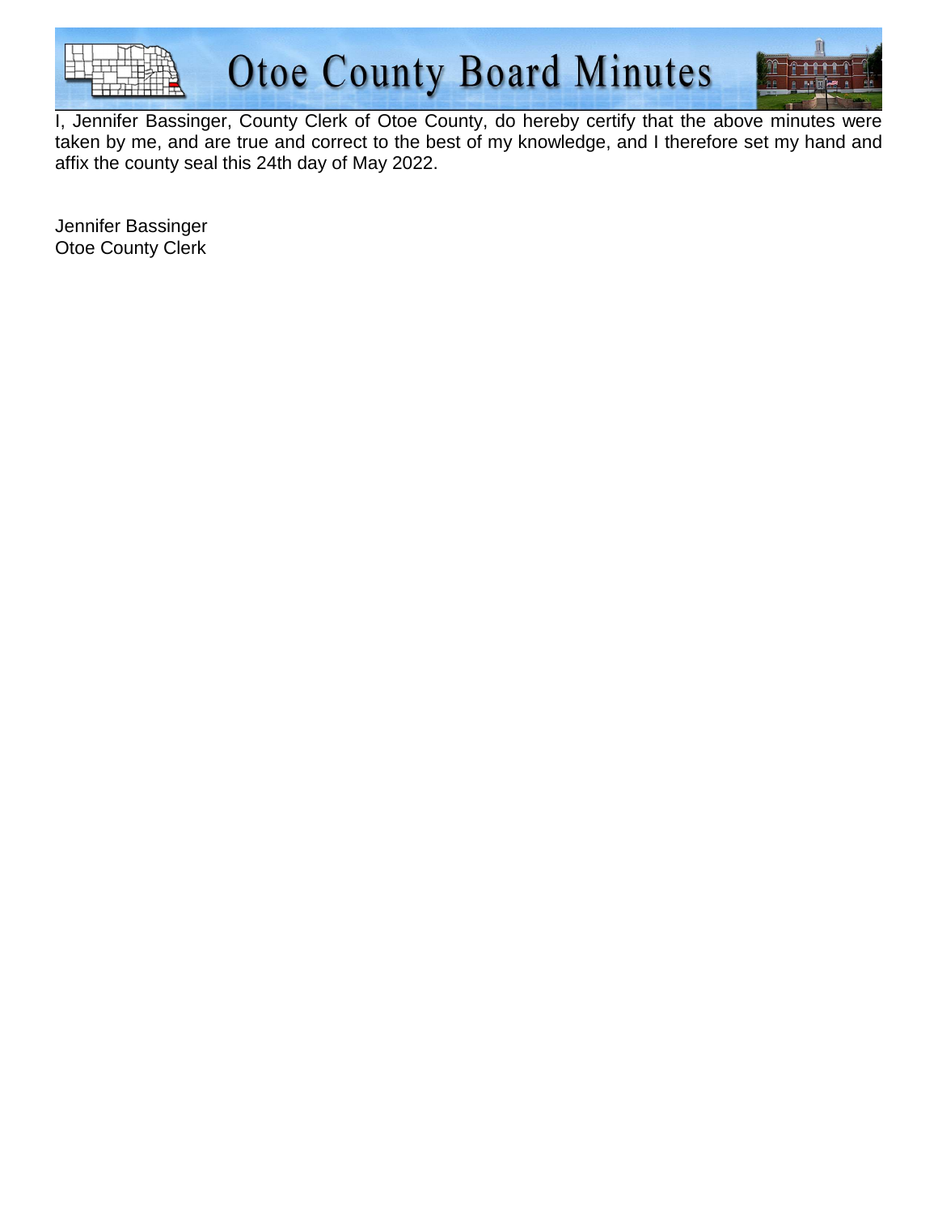I, Jennifer Bassinger, County Clerk of Otoe County, do hereby certify that the above minutes were taken by me, and are true and correct to the best of my knowledge, and I therefore set my hand and affix the county seal this 24th day of May 2022.

Jennifer Bassinger
Otoe County Clerk